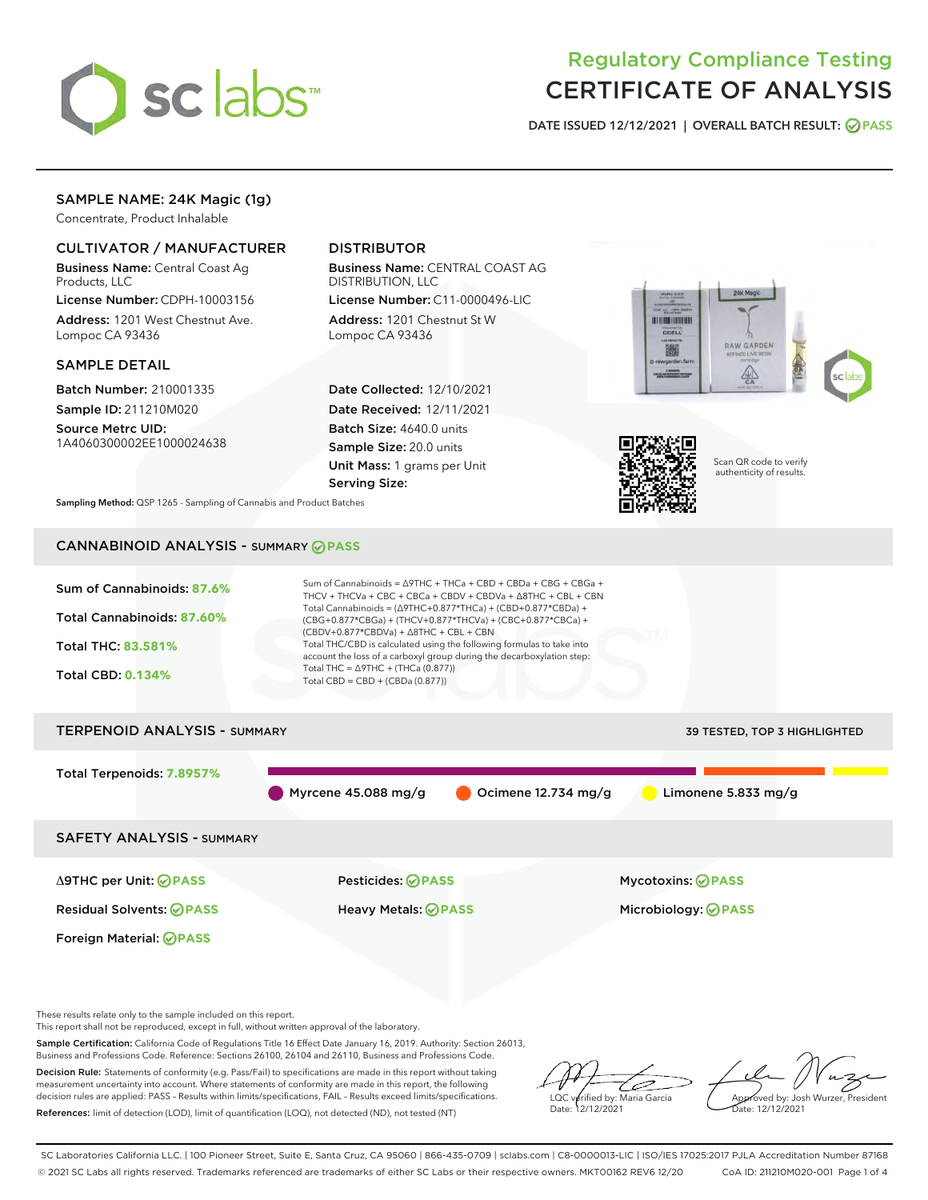# Regulatory Compliance Testing
# CERTIFICATE OF ANALYSIS

DATE ISSUED 12/12/2021 | OVERALL BATCH RESULT: PASS

## SAMPLE NAME: 24K Magic (1g)

Concentrate, Product Inhalable

### CULTIVATOR / MANUFACTURER

**Business Name:** Central Coast Ag Products, LLC

**License Number:** CDPH-10003156

**Address:** 1201 West Chestnut Ave. Lompoc CA 93436

### DISTRIBUTOR

**Business Name:** CENTRAL COAST AG DISTRIBUTION, LLC

**License Number:** C11-0000496-LIC

**Address:** 1201 Chestnut St W Lompoc CA 93436

### SAMPLE DETAIL

**Batch Number:** 210001335

**Sample ID:** 211210M020

**Source Metrc UID:** 1A4060300002EE1000024638

**Date Collected:** 12/10/2021

**Date Received:** 12/11/2021

**Batch Size:** 4640.0 units

**Sample Size:** 20.0 units

**Unit Mass:** 1 grams per Unit

**Serving Size:**

Scan QR code to verify authenticity of results.

**Sampling Method:** QSP 1265 - Sampling of Cannabis and Product Batches

## CANNABINOID ANALYSIS - SUMMARY PASS

**Sum of Cannabinoids:** 87.6%

**Total Cannabinoids:** 87.60%

**Total THC:** 83.581%

**Total CBD:** 0.134%

Sum of Cannabinoids = Δ9THC + THCa + CBD + CBDa + CBG + CBGa + THCV + THCVa + CBC + CBCa + CBDV + CBDVa + Δ8THC + CBL + CBN

Total Cannabinoids = (Δ9THC+0.877*THCa) + (CBD+0.877*CBDa) + (CBG+0.877*CBGa) + (THCV+0.877*THCVa) + (CBC+0.877*CBCa) + (CBDV+0.877*CBDVa) + Δ8THC + CBL + CBN

Total THC/CBD is calculated using the following formulas to take into account the loss of a carboxyl group during the decarboxylation step:

Total THC = Δ9THC + (THCa (0.877))

Total CBD = CBD + (CBDa (0.877))

## TERPENOID ANALYSIS - SUMMARY

39 TESTED, TOP 3 HIGHLIGHTED

**Total Terpenoids:** 7.8957%

Myrcene 45.088 mg/g | Ocimene 12.734 mg/g | Limonene 5.833 mg/g

## SAFETY ANALYSIS - SUMMARY

| | | |
|---|---|---|
| Δ9THC per Unit: PASS | Pesticides: PASS | Mycotoxins: PASS |
| Residual Solvents: PASS | Heavy Metals: PASS | Microbiology: PASS |
| Foreign Material: PASS | | |

These results relate only to the sample included on this report.
This report shall not be reproduced, except in full, without written approval of the laboratory.

**Sample Certification:** California Code of Regulations Title 16 Effect Date January 16, 2019. Authority: Section 26013, Business and Professions Code. Reference: Sections 26100, 26104 and 26110, Business and Professions Code.

**Decision Rule:** Statements of conformity (e.g. Pass/Fail) to specifications are made in this report without taking measurement uncertainty into account. Where statements of conformity are made in this report, the following decision rules are applied: PASS – Results within limits/specifications, FAIL – Results exceed limits/specifications.

**References:** limit of detection (LOD), limit of quantification (LOQ), not detected (ND), not tested (NT)

LQC verified by: Maria Garcia
Date: 12/12/2021

Approved by: Josh Wurzer, President
Date: 12/12/2021

SC Laboratories California LLC. | 100 Pioneer Street, Suite E, Santa Cruz, CA 95060 | 866-435-0709 | sclabs.com | C8-0000013-LIC | ISO/IES 17025:2017 PJLA Accreditation Number 87168
© 2021 SC Labs all rights reserved. Trademarks referenced are trademarks of either SC Labs or their respective owners. MKT00162 REV6 12/20 CoA ID: 211210M020-001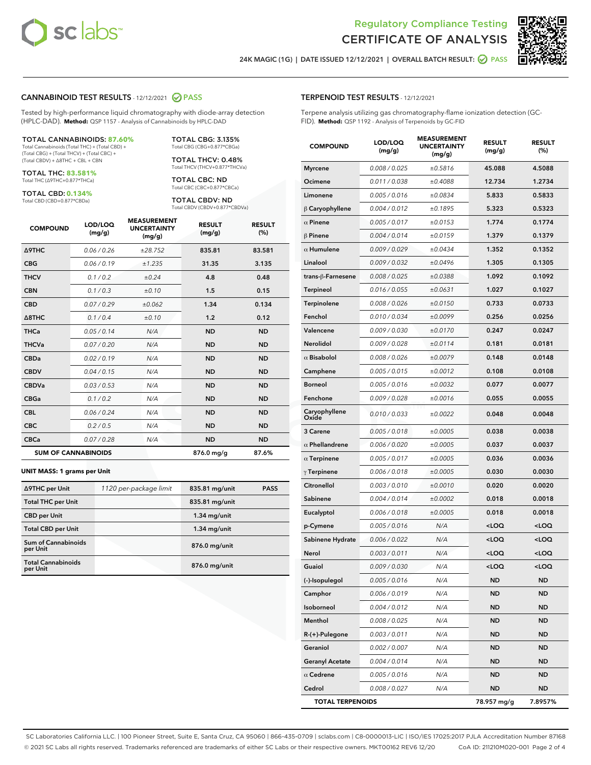# Regulatory Compliance Testing CERTIFICATE OF ANALYSIS

24K MAGIC (1G) | DATE ISSUED 12/12/2021 | OVERALL BATCH RESULT: PASS

## CANNABINOID TEST RESULTS - 12/12/2021 PASS

Tested by high-performance liquid chromatography with diode-array detection (HPLC-DAD). **Method:** QSP 1157 - Analysis of Cannabinoids by HPLC-DAD

**TOTAL CANNABINOIDS: 87.60%**
Total Cannabinoids (Total THC) + (Total CBD) + (Total CBG) + (Total THCV) + (Total CBC) + (Total CBDV) + Δ8THC + CBL + CBN

**TOTAL THC: 83.581%**
Total THC (Δ9THC+0.877*THCa)

**TOTAL CBD: 0.134%**
Total CBD (CBD+0.877*CBDa)

**TOTAL CBG: 3.135%**
Total CBG (CBG+0.877*CBGa)

**TOTAL THCV: 0.48%**
Total THCV (THCV+0.877*THCVa)

**TOTAL CBC: ND**
Total CBC (CBC+0.877*CBCa)

**TOTAL CBDV: ND**
Total CBDV (CBDV+0.877*CBDVa)

| COMPOUND | LOD/LOQ (mg/g) | MEASUREMENT UNCERTAINTY (mg/g) | RESULT (mg/g) | RESULT (%) |
|---|---|---|---|---|
| Δ9THC | 0.06 / 0.26 | ±28.752 | 835.81 | 83.581 |
| CBG | 0.06 / 0.19 | ±1.235 | 31.35 | 3.135 |
| THCV | 0.1 / 0.2 | ±0.24 | 4.8 | 0.48 |
| CBN | 0.1 / 0.3 | ±0.10 | 1.5 | 0.15 |
| CBD | 0.07 / 0.29 | ±0.062 | 1.34 | 0.134 |
| Δ8THC | 0.1 / 0.4 | ±0.10 | 1.2 | 0.12 |
| THCa | 0.05 / 0.14 | N/A | ND | ND |
| THCVa | 0.07 / 0.20 | N/A | ND | ND |
| CBDa | 0.02 / 0.19 | N/A | ND | ND |
| CBDV | 0.04 / 0.15 | N/A | ND | ND |
| CBDVa | 0.03 / 0.53 | N/A | ND | ND |
| CBGa | 0.1 / 0.2 | N/A | ND | ND |
| CBL | 0.06 / 0.24 | N/A | ND | ND |
| CBC | 0.2 / 0.5 | N/A | ND | ND |
| CBCa | 0.07 / 0.28 | N/A | ND | ND |
| **SUM OF CANNABINOIDS** | | | 876.0 mg/g | 87.6% |

### UNIT MASS: 1 grams per Unit

| | | | |
|---|---|---|---|
| Δ9THC per Unit | 1120 per-package limit | 835.81 mg/unit | PASS |
| Total THC per Unit | | 835.81 mg/unit | |
| CBD per Unit | | 1.34 mg/unit | |
| Total CBD per Unit | | 1.34 mg/unit | |
| Sum of Cannabinoids per Unit | | 876.0 mg/unit | |
| Total Cannabinoids per Unit | | 876.0 mg/unit | |

## TERPENOID TEST RESULTS - 12/12/2021

Terpene analysis utilizing gas chromatography-flame ionization detection (GC-FID). **Method:** QSP 1192 - Analysis of Terpenoids by GC-FID

| COMPOUND | LOD/LOQ (mg/g) | MEASUREMENT UNCERTAINTY (mg/g) | RESULT (mg/g) | RESULT (%) |
|---|---|---|---|---|
| Myrcene | 0.008 / 0.025 | ±0.5816 | 45.088 | 4.5088 |
| Ocimene | 0.011 / 0.038 | ±0.4088 | 12.734 | 1.2734 |
| Limonene | 0.005 / 0.016 | ±0.0834 | 5.833 | 0.5833 |
| β Caryophyllene | 0.004 / 0.012 | ±0.1895 | 5.323 | 0.5323 |
| α Pinene | 0.005 / 0.017 | ±0.0153 | 1.774 | 0.1774 |
| β Pinene | 0.004 / 0.014 | ±0.0159 | 1.379 | 0.1379 |
| α Humulene | 0.009 / 0.029 | ±0.0434 | 1.352 | 0.1352 |
| Linalool | 0.009 / 0.032 | ±0.0496 | 1.305 | 0.1305 |
| trans-β-Farnesene | 0.008 / 0.025 | ±0.0388 | 1.092 | 0.1092 |
| Terpineol | 0.016 / 0.055 | ±0.0631 | 1.027 | 0.1027 |
| Terpinolene | 0.008 / 0.026 | ±0.0150 | 0.733 | 0.0733 |
| Fenchol | 0.010 / 0.034 | ±0.0099 | 0.256 | 0.0256 |
| Valencene | 0.009 / 0.030 | ±0.0170 | 0.247 | 0.0247 |
| Nerolidol | 0.009 / 0.028 | ±0.0114 | 0.181 | 0.0181 |
| α Bisabolol | 0.008 / 0.026 | ±0.0079 | 0.148 | 0.0148 |
| Camphene | 0.005 / 0.015 | ±0.0012 | 0.108 | 0.0108 |
| Borneol | 0.005 / 0.016 | ±0.0032 | 0.077 | 0.0077 |
| Fenchone | 0.009 / 0.028 | ±0.0016 | 0.055 | 0.0055 |
| Caryophyllene Oxide | 0.010 / 0.033 | ±0.0022 | 0.048 | 0.0048 |
| 3 Carene | 0.005 / 0.018 | ±0.0005 | 0.038 | 0.0038 |
| α Phellandrene | 0.006 / 0.020 | ±0.0005 | 0.037 | 0.0037 |
| α Terpinene | 0.005 / 0.017 | ±0.0005 | 0.036 | 0.0036 |
| γ Terpinene | 0.006 / 0.018 | ±0.0005 | 0.030 | 0.0030 |
| Citronellol | 0.003 / 0.010 | ±0.0010 | 0.020 | 0.0020 |
| Sabinene | 0.004 / 0.014 | ±0.0002 | 0.018 | 0.0018 |
| Eucalyptol | 0.006 / 0.018 | ±0.0005 | 0.018 | 0.0018 |
| p-Cymene | 0.005 / 0.016 | N/A | <LOQ | <LOQ |
| Sabinene Hydrate | 0.006 / 0.022 | N/A | <LOQ | <LOQ |
| Nerol | 0.003 / 0.011 | N/A | <LOQ | <LOQ |
| Guaiol | 0.009 / 0.030 | N/A | <LOQ | <LOQ |
| (-)-Isopulegol | 0.005 / 0.016 | N/A | ND | ND |
| Camphor | 0.006 / 0.019 | N/A | ND | ND |
| Isoborneol | 0.004 / 0.012 | N/A | ND | ND |
| Menthol | 0.008 / 0.025 | N/A | ND | ND |
| R-(+)-Pulegone | 0.003 / 0.011 | N/A | ND | ND |
| Geraniol | 0.002 / 0.007 | N/A | ND | ND |
| Geranyl Acetate | 0.004 / 0.014 | N/A | ND | ND |
| α Cedrene | 0.005 / 0.016 | N/A | ND | ND |
| Cedrol | 0.008 / 0.027 | N/A | ND | ND |
| **TOTAL TERPENOIDS** | | | 78.957 mg/g | 7.8957% |

SC Laboratories California LLC. | 100 Pioneer Street, Suite E, Santa Cruz, CA 95060 | 866-435-0709 | sclabs.com | C8-0000013-LIC | ISO/IES 17025:2017 PJLA Accreditation Number 87168
© 2021 SC Labs all rights reserved. Trademarks referenced are trademarks of either SC Labs or their respective owners. MKT00162 REV6 12/20 CoA ID: 211210M020-001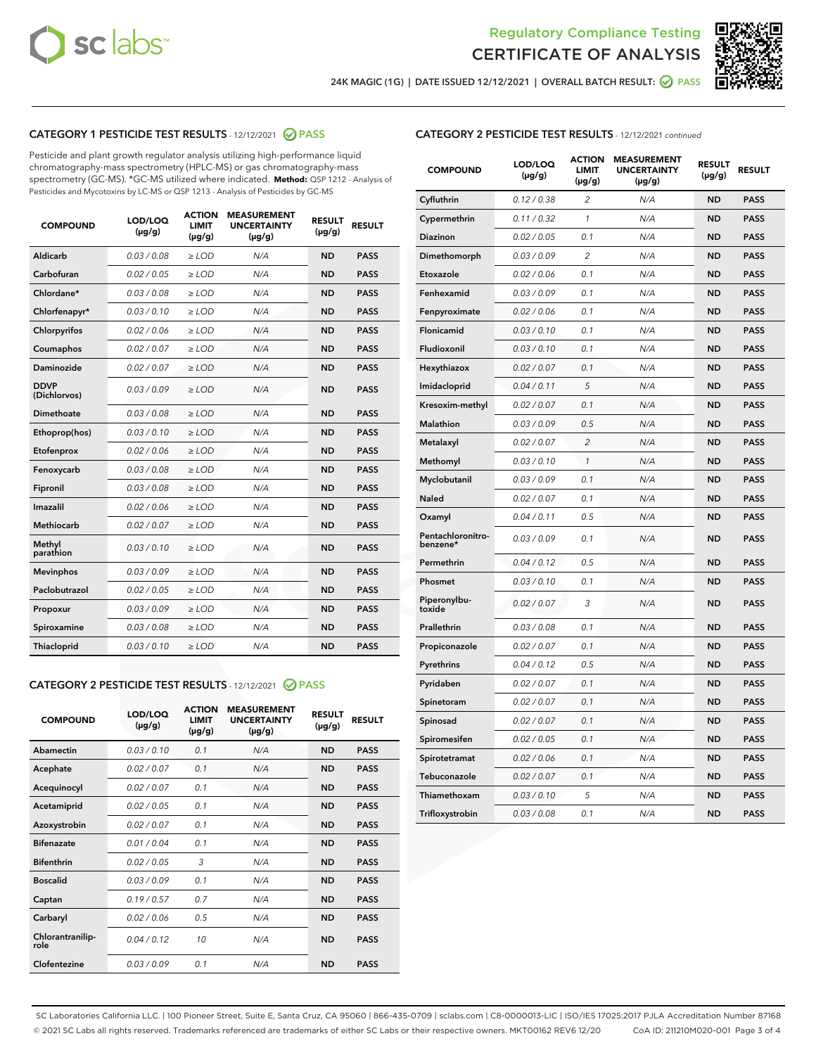Regulatory Compliance Testing
CERTIFICATE OF ANALYSIS

24K MAGIC (1G) | DATE ISSUED 12/12/2021 | OVERALL BATCH RESULT: PASS

## CATEGORY 1 PESTICIDE TEST RESULTS - 12/12/2021 PASS

Pesticide and plant growth regulator analysis utilizing high-performance liquid chromatography-mass spectrometry (HPLC-MS) or gas chromatography-mass spectrometry (GC-MS). *GC-MS utilized where indicated. **Method:** QSP 1212 - Analysis of Pesticides and Mycotoxins by LC-MS or QSP 1213 - Analysis of Pesticides by GC-MS

| COMPOUND | LOD/LOQ (µg/g) | ACTION LIMIT (µg/g) | MEASUREMENT UNCERTAINTY (µg/g) | RESULT (µg/g) | RESULT |
|---|---|---|---|---|---|
| Aldicarb | 0.03 / 0.08 | ≥ LOD | N/A | ND | PASS |
| Carbofuran | 0.02 / 0.05 | ≥ LOD | N/A | ND | PASS |
| Chlordane* | 0.03 / 0.08 | ≥ LOD | N/A | ND | PASS |
| Chlorfenapyr* | 0.03 / 0.10 | ≥ LOD | N/A | ND | PASS |
| Chlorpyrifos | 0.02 / 0.06 | ≥ LOD | N/A | ND | PASS |
| Coumaphos | 0.02 / 0.07 | ≥ LOD | N/A | ND | PASS |
| Daminozide | 0.02 / 0.07 | ≥ LOD | N/A | ND | PASS |
| DDVP (Dichlorvos) | 0.03 / 0.09 | ≥ LOD | N/A | ND | PASS |
| Dimethoate | 0.03 / 0.08 | ≥ LOD | N/A | ND | PASS |
| Ethoprop(hos) | 0.03 / 0.10 | ≥ LOD | N/A | ND | PASS |
| Etofenprox | 0.02 / 0.06 | ≥ LOD | N/A | ND | PASS |
| Fenoxycarb | 0.03 / 0.08 | ≥ LOD | N/A | ND | PASS |
| Fipronil | 0.03 / 0.08 | ≥ LOD | N/A | ND | PASS |
| Imazalil | 0.02 / 0.06 | ≥ LOD | N/A | ND | PASS |
| Methiocarb | 0.02 / 0.07 | ≥ LOD | N/A | ND | PASS |
| Methyl parathion | 0.03 / 0.10 | ≥ LOD | N/A | ND | PASS |
| Mevinphos | 0.03 / 0.09 | ≥ LOD | N/A | ND | PASS |
| Paclobutrazol | 0.02 / 0.05 | ≥ LOD | N/A | ND | PASS |
| Propoxur | 0.03 / 0.09 | ≥ LOD | N/A | ND | PASS |
| Spiroxamine | 0.03 / 0.08 | ≥ LOD | N/A | ND | PASS |
| Thiacloprid | 0.03 / 0.10 | ≥ LOD | N/A | ND | PASS |

## CATEGORY 2 PESTICIDE TEST RESULTS - 12/12/2021 PASS

| COMPOUND | LOD/LOQ (µg/g) | ACTION LIMIT (µg/g) | MEASUREMENT UNCERTAINTY (µg/g) | RESULT (µg/g) | RESULT |
|---|---|---|---|---|---|
| Abamectin | 0.03 / 0.10 | 0.1 | N/A | ND | PASS |
| Acephate | 0.02 / 0.07 | 0.1 | N/A | ND | PASS |
| Acequinocyl | 0.02 / 0.07 | 0.1 | N/A | ND | PASS |
| Acetamiprid | 0.02 / 0.05 | 0.1 | N/A | ND | PASS |
| Azoxystrobin | 0.02 / 0.07 | 0.1 | N/A | ND | PASS |
| Bifenazate | 0.01 / 0.04 | 0.1 | N/A | ND | PASS |
| Bifenthrin | 0.02 / 0.05 | 3 | N/A | ND | PASS |
| Boscalid | 0.03 / 0.09 | 0.1 | N/A | ND | PASS |
| Captan | 0.19 / 0.57 | 0.7 | N/A | ND | PASS |
| Carbaryl | 0.02 / 0.06 | 0.5 | N/A | ND | PASS |
| Chlorantraniliprole | 0.04 / 0.12 | 10 | N/A | ND | PASS |
| Clofentezine | 0.03 / 0.09 | 0.1 | N/A | ND | PASS |
| Cyfluthrin | 0.12 / 0.38 | 2 | N/A | ND | PASS |
| Cypermethrin | 0.11 / 0.32 | 1 | N/A | ND | PASS |
| Diazinon | 0.02 / 0.05 | 0.1 | N/A | ND | PASS |
| Dimethomorph | 0.03 / 0.09 | 2 | N/A | ND | PASS |
| Etoxazole | 0.02 / 0.06 | 0.1 | N/A | ND | PASS |
| Fenhexamid | 0.03 / 0.09 | 0.1 | N/A | ND | PASS |
| Fenpyroximate | 0.02 / 0.06 | 0.1 | N/A | ND | PASS |
| Flonicamid | 0.03 / 0.10 | 0.1 | N/A | ND | PASS |
| Fludioxonil | 0.03 / 0.10 | 0.1 | N/A | ND | PASS |
| Hexythiazox | 0.02 / 0.07 | 0.1 | N/A | ND | PASS |
| Imidacloprid | 0.04 / 0.11 | 5 | N/A | ND | PASS |
| Kresoxim-methyl | 0.02 / 0.07 | 0.1 | N/A | ND | PASS |
| Malathion | 0.03 / 0.09 | 0.5 | N/A | ND | PASS |
| Metalaxyl | 0.02 / 0.07 | 2 | N/A | ND | PASS |
| Methomyl | 0.03 / 0.10 | 1 | N/A | ND | PASS |
| Myclobutanil | 0.03 / 0.09 | 0.1 | N/A | ND | PASS |
| Naled | 0.02 / 0.07 | 0.1 | N/A | ND | PASS |
| Oxamyl | 0.04 / 0.11 | 0.5 | N/A | ND | PASS |
| Pentachloronitrobenzene* | 0.03 / 0.09 | 0.1 | N/A | ND | PASS |
| Permethrin | 0.04 / 0.12 | 0.5 | N/A | ND | PASS |
| Phosmet | 0.03 / 0.10 | 0.1 | N/A | ND | PASS |
| Piperonylbutoxide | 0.02 / 0.07 | 3 | N/A | ND | PASS |
| Prallethrin | 0.03 / 0.08 | 0.1 | N/A | ND | PASS |
| Propiconazole | 0.02 / 0.07 | 0.1 | N/A | ND | PASS |
| Pyrethrins | 0.04 / 0.12 | 0.5 | N/A | ND | PASS |
| Pyridaben | 0.02 / 0.07 | 0.1 | N/A | ND | PASS |
| Spinetoram | 0.02 / 0.07 | 0.1 | N/A | ND | PASS |
| Spinosad | 0.02 / 0.07 | 0.1 | N/A | ND | PASS |
| Spiromesifen | 0.02 / 0.05 | 0.1 | N/A | ND | PASS |
| Spirotetramat | 0.02 / 0.06 | 0.1 | N/A | ND | PASS |
| Tebuconazole | 0.02 / 0.07 | 0.1 | N/A | ND | PASS |
| Thiamethoxam | 0.03 / 0.10 | 5 | N/A | ND | PASS |
| Trifloxystrobin | 0.03 / 0.08 | 0.1 | N/A | ND | PASS |

SC Laboratories California LLC. | 100 Pioneer Street, Suite E, Santa Cruz, CA 95060 | 866-435-0709 | sclabs.com | C8-0000013-LIC | ISO/IES 17025:2017 PJLA Accreditation Number 87168
© 2021 SC Labs all rights reserved. Trademarks referenced are trademarks of either SC Labs or their respective owners. MKT00162 REV6 12/20 CoA ID: 211210M020-001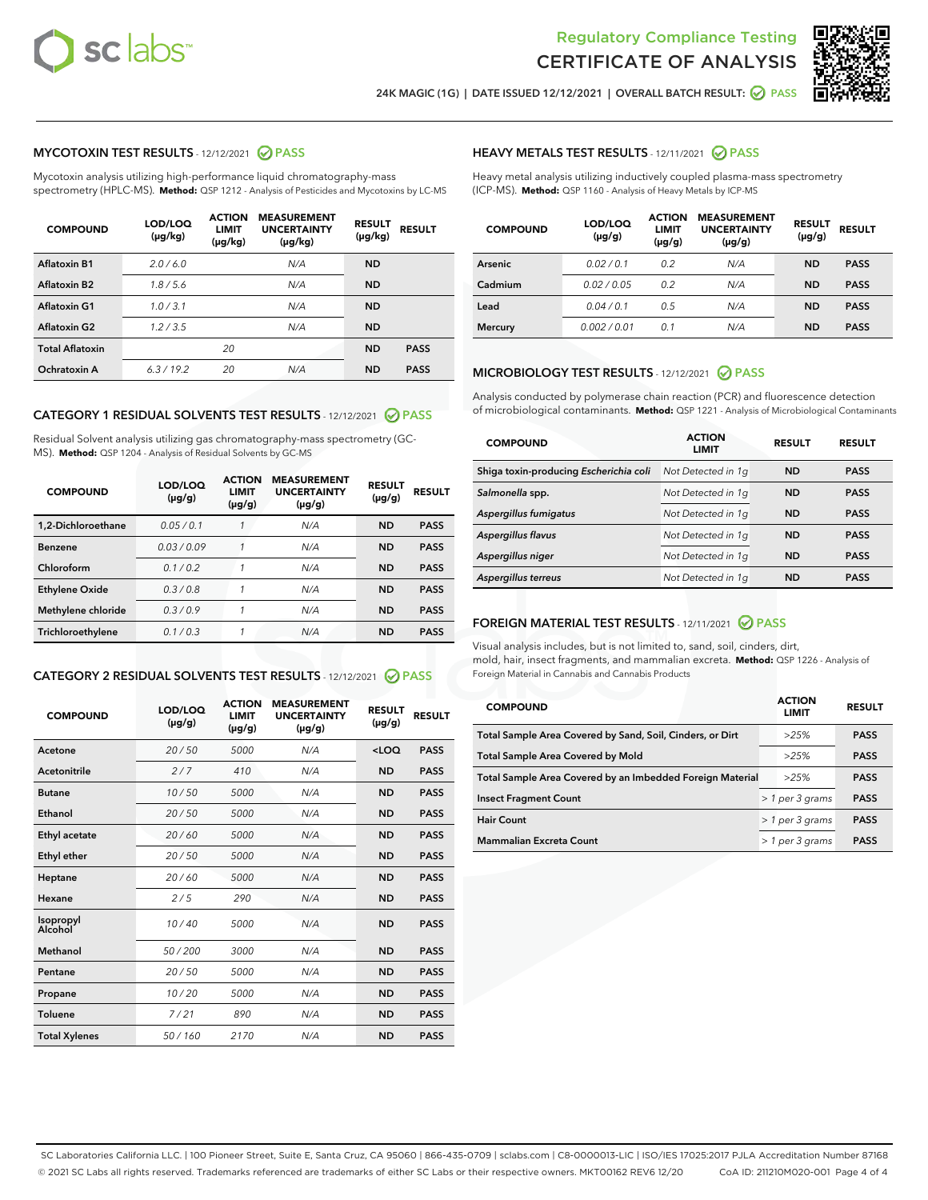Regulatory Compliance Testing
# CERTIFICATE OF ANALYSIS

24K MAGIC (1G) | DATE ISSUED 12/12/2021 | OVERALL BATCH RESULT: PASS

## MYCOTOXIN TEST RESULTS - 12/12/2021 PASS

Mycotoxin analysis utilizing high-performance liquid chromatography-mass spectrometry (HPLC-MS). **Method:** QSP 1212 - Analysis of Pesticides and Mycotoxins by LC-MS

| COMPOUND | LOD/LOQ (µg/kg) | ACTION LIMIT (µg/kg) | MEASUREMENT UNCERTAINTY (µg/kg) | RESULT (µg/kg) | RESULT |
|---|---|---|---|---|---|
| Aflatoxin B1 | 2.0 / 6.0 | | N/A | ND | |
| Aflatoxin B2 | 1.8 / 5.6 | | N/A | ND | |
| Aflatoxin G1 | 1.0 / 3.1 | | N/A | ND | |
| Aflatoxin G2 | 1.2 / 3.5 | | N/A | ND | |
| Total Aflatoxin | | 20 | | ND | PASS |
| Ochratoxin A | 6.3 / 19.2 | 20 | N/A | ND | PASS |

## CATEGORY 1 RESIDUAL SOLVENTS TEST RESULTS - 12/12/2021 PASS

Residual Solvent analysis utilizing gas chromatography-mass spectrometry (GC-MS). **Method:** QSP 1204 - Analysis of Residual Solvents by GC-MS

| COMPOUND | LOD/LOQ (µg/g) | ACTION LIMIT (µg/g) | MEASUREMENT UNCERTAINTY (µg/g) | RESULT (µg/g) | RESULT |
|---|---|---|---|---|---|
| 1,2-Dichloroethane | 0.05 / 0.1 | 1 | N/A | ND | PASS |
| Benzene | 0.03 / 0.09 | 1 | N/A | ND | PASS |
| Chloroform | 0.1 / 0.2 | 1 | N/A | ND | PASS |
| Ethylene Oxide | 0.3 / 0.8 | 1 | N/A | ND | PASS |
| Methylene chloride | 0.3 / 0.9 | 1 | N/A | ND | PASS |
| Trichloroethylene | 0.1 / 0.3 | 1 | N/A | ND | PASS |

## CATEGORY 2 RESIDUAL SOLVENTS TEST RESULTS - 12/12/2021 PASS

| COMPOUND | LOD/LOQ (µg/g) | ACTION LIMIT (µg/g) | MEASUREMENT UNCERTAINTY (µg/g) | RESULT (µg/g) | RESULT |
|---|---|---|---|---|---|
| Acetone | 20 / 50 | 5000 | N/A | <LOQ | PASS |
| Acetonitrile | 2 / 7 | 410 | N/A | ND | PASS |
| Butane | 10 / 50 | 5000 | N/A | ND | PASS |
| Ethanol | 20 / 50 | 5000 | N/A | ND | PASS |
| Ethyl acetate | 20 / 60 | 5000 | N/A | ND | PASS |
| Ethyl ether | 20 / 50 | 5000 | N/A | ND | PASS |
| Heptane | 20 / 60 | 5000 | N/A | ND | PASS |
| Hexane | 2 / 5 | 290 | N/A | ND | PASS |
| Isopropyl Alcohol | 10 / 40 | 5000 | N/A | ND | PASS |
| Methanol | 50 / 200 | 3000 | N/A | ND | PASS |
| Pentane | 20 / 50 | 5000 | N/A | ND | PASS |
| Propane | 10 / 20 | 5000 | N/A | ND | PASS |
| Toluene | 7 / 21 | 890 | N/A | ND | PASS |
| Total Xylenes | 50 / 160 | 2170 | N/A | ND | PASS |

## HEAVY METALS TEST RESULTS - 12/11/2021 PASS

Heavy metal analysis utilizing inductively coupled plasma-mass spectrometry (ICP-MS). **Method:** QSP 1160 - Analysis of Heavy Metals by ICP-MS

| COMPOUND | LOD/LOQ (µg/g) | ACTION LIMIT (µg/g) | MEASUREMENT UNCERTAINTY (µg/g) | RESULT (µg/g) | RESULT |
|---|---|---|---|---|---|
| Arsenic | 0.02 / 0.1 | 0.2 | N/A | ND | PASS |
| Cadmium | 0.02 / 0.05 | 0.2 | N/A | ND | PASS |
| Lead | 0.04 / 0.1 | 0.5 | N/A | ND | PASS |
| Mercury | 0.002 / 0.01 | 0.1 | N/A | ND | PASS |

## MICROBIOLOGY TEST RESULTS - 12/12/2021 PASS

Analysis conducted by polymerase chain reaction (PCR) and fluorescence detection of microbiological contaminants. **Method:** QSP 1221 - Analysis of Microbiological Contaminants

| COMPOUND | ACTION LIMIT | RESULT | RESULT |
|---|---|---|---|
| Shiga toxin-producing *Escherichia coli* | Not Detected in 1g | ND | PASS |
| *Salmonella* spp. | Not Detected in 1g | ND | PASS |
| *Aspergillus fumigatus* | Not Detected in 1g | ND | PASS |
| *Aspergillus flavus* | Not Detected in 1g | ND | PASS |
| *Aspergillus niger* | Not Detected in 1g | ND | PASS |
| *Aspergillus terreus* | Not Detected in 1g | ND | PASS |

## FOREIGN MATERIAL TEST RESULTS - 12/11/2021 PASS

Visual analysis includes, but is not limited to, sand, soil, cinders, dirt, mold, hair, insect fragments, and mammalian excreta. **Method:** QSP 1226 - Analysis of Foreign Material in Cannabis and Cannabis Products

| COMPOUND | ACTION LIMIT | RESULT |
|---|---|---|
| Total Sample Area Covered by Sand, Soil, Cinders, or Dirt | >25% | PASS |
| Total Sample Area Covered by Mold | >25% | PASS |
| Total Sample Area Covered by an Imbedded Foreign Material | >25% | PASS |
| Insect Fragment Count | > 1 per 3 grams | PASS |
| Hair Count | > 1 per 3 grams | PASS |
| Mammalian Excreta Count | > 1 per 3 grams | PASS |

SC Laboratories California LLC. | 100 Pioneer Street, Suite E, Santa Cruz, CA 95060 | 866-435-0709 | sclabs.com | C8-0000013-LIC | ISO/IES 17025:2017 PJLA Accreditation Number 87168
© 2021 SC Labs all rights reserved. Trademarks referenced are trademarks of either SC Labs or their respective owners. MKT00162 REV6 12/20 CoA ID: 211210M020-001